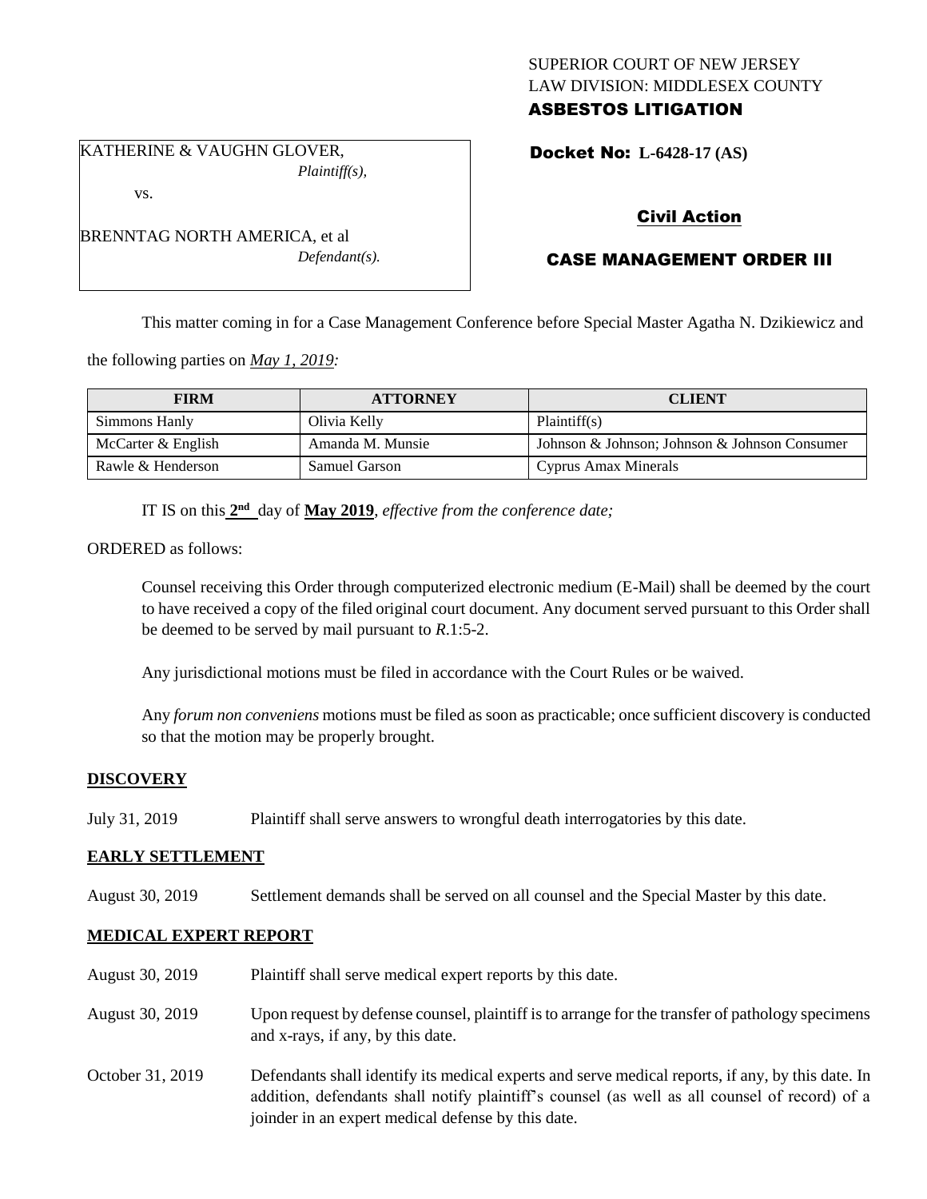SUPERIOR COURT OF NEW JERSEY
LAW DIVISION: MIDDLESEX COUNTY
**ASBESTOS LITIGATION**

KATHERINE & VAUGHN GLOVER,
*Plaintiff(s),*

vs.

BRENNTAG NORTH AMERICA, et al
*Defendant(s).*

**Docket No: L-6428-17 (AS)**

**Civil Action**

**CASE MANAGEMENT ORDER III**

This matter coming in for a Case Management Conference before Special Master Agatha N. Dzikiewicz and the following parties on *May 1, 2019:*

| FIRM | ATTORNEY | CLIENT |
|---|---|---|
| Simmons Hanly | Olivia Kelly | Plaintiff(s) |
| McCarter & English | Amanda M. Munsie | Johnson & Johnson; Johnson & Johnson Consumer |
| Rawle & Henderson | Samuel Garson | Cyprus Amax Minerals |

IT IS on this **2nd** day of **May 2019**, *effective from the conference date;*

ORDERED as follows:

Counsel receiving this Order through computerized electronic medium (E-Mail) shall be deemed by the court to have received a copy of the filed original court document. Any document served pursuant to this Order shall be deemed to be served by mail pursuant to *R*.1:5-2.

Any jurisdictional motions must be filed in accordance with the Court Rules or be waived.

Any *forum non conveniens* motions must be filed as soon as practicable; once sufficient discovery is conducted so that the motion may be properly brought.

## DISCOVERY

July 31, 2019 Plaintiff shall serve answers to wrongful death interrogatories by this date.

## EARLY SETTLEMENT

August 30, 2019 Settlement demands shall be served on all counsel and the Special Master by this date.

## MEDICAL EXPERT REPORT

August 30, 2019 Plaintiff shall serve medical expert reports by this date.

August 30, 2019 Upon request by defense counsel, plaintiff is to arrange for the transfer of pathology specimens and x-rays, if any, by this date.

October 31, 2019 Defendants shall identify its medical experts and serve medical reports, if any, by this date. In addition, defendants shall notify plaintiff's counsel (as well as all counsel of record) of a joinder in an expert medical defense by this date.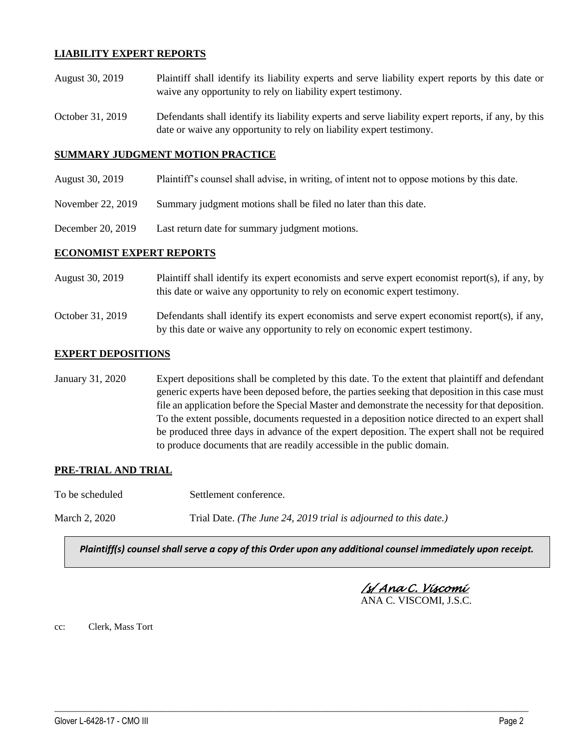**LIABILITY EXPERT REPORTS**

| | |
|---|---|
| August 30, 2019 | Plaintiff shall identify its liability experts and serve liability expert reports by this date or waive any opportunity to rely on liability expert testimony. |
| October 31, 2019 | Defendants shall identify its liability experts and serve liability expert reports, if any, by this date or waive any opportunity to rely on liability expert testimony. |

**SUMMARY JUDGMENT MOTION PRACTICE**

| | |
|---|---|
| August 30, 2019 | Plaintiff's counsel shall advise, in writing, of intent not to oppose motions by this date. |
| November 22, 2019 | Summary judgment motions shall be filed no later than this date. |
| December 20, 2019 | Last return date for summary judgment motions. |

**ECONOMIST EXPERT REPORTS**

| | |
|---|---|
| August 30, 2019 | Plaintiff shall identify its expert economists and serve expert economist report(s), if any, by this date or waive any opportunity to rely on economic expert testimony. |
| October 31, 2019 | Defendants shall identify its expert economists and serve expert economist report(s), if any, by this date or waive any opportunity to rely on economic expert testimony. |

**EXPERT DEPOSITIONS**

| | |
|---|---|
| January 31, 2020 | Expert depositions shall be completed by this date. To the extent that plaintiff and defendant generic experts have been deposed before, the parties seeking that deposition in this case must file an application before the Special Master and demonstrate the necessity for that deposition. To the extent possible, documents requested in a deposition notice directed to an expert shall be produced three days in advance of the expert deposition. The expert shall not be required to produce documents that are readily accessible in the public domain. |

**PRE-TRIAL AND TRIAL**

| | |
|---|---|
| To be scheduled | Settlement conference. |
| March 2, 2020 | Trial Date. *(The June 24, 2019 trial is adjourned to this date.)* |

***Plaintiff(s) counsel shall serve a copy of this Order upon any additional counsel immediately upon receipt.***

*/s/ Ana C. Viscomi*
ANA C. VISCOMI, J.S.C.

cc: Clerk, Mass Tort